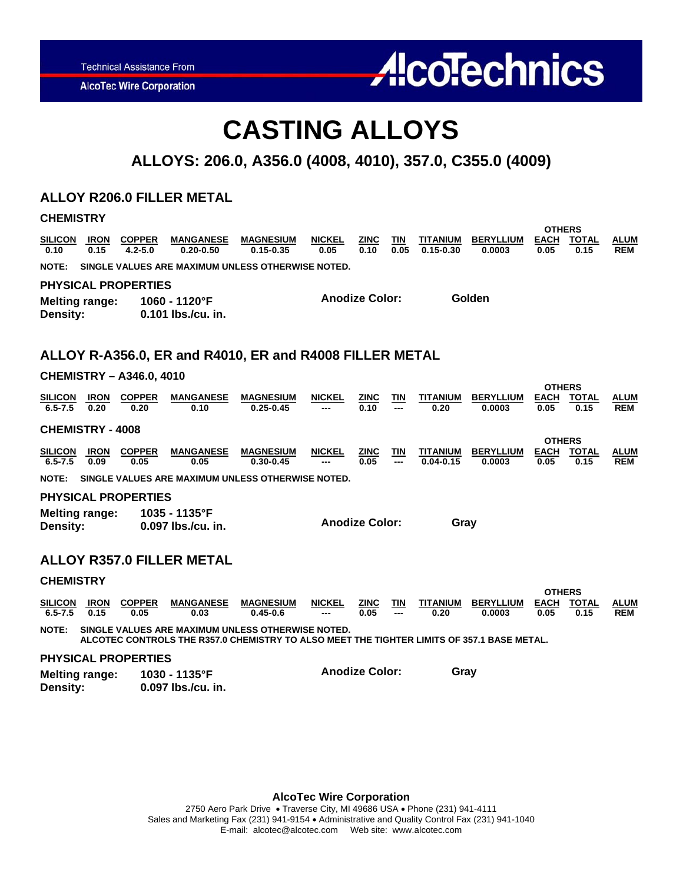Technical Assistance From

AlcoTec Wire Corporation

AlcoTechnics

# CASTING ALLOYS

## ALLOYS: 206.0, A356.0 (4008, 4010), 357.0, C355.0 (4009)

## ALLOY R206.0 FILLER METAL

### CHEMISTRY

| SILICON | IRON | COPPER | MANGANESE | MAGNESIUM | NICKEL | ZINC | TIN | TITANIUM | BERYLLIUM | OTHERS EACH | OTHERS TOTAL | ALUM |
|---|---|---|---|---|---|---|---|---|---|---|---|---|
| 0.10 | 0.15 | 4.2-5.0 | 0.20-0.50 | 0.15-0.35 | 0.05 | 0.10 | 0.05 | 0.15-0.30 | 0.0003 | 0.05 | 0.15 | REM |

**NOTE: SINGLE VALUES ARE MAXIMUM UNLESS OTHERWISE NOTED.**

### PHYSICAL PROPERTIES

**Melting range:** 1060 - 1120°F

**Density:** 0.101 lbs./cu. in.

**Anodize Color:** Golden

## ALLOY R-A356.0, ER and R4010, ER and R4008 FILLER METAL

### CHEMISTRY – A346.0, 4010

| SILICON | IRON | COPPER | MANGANESE | MAGNESIUM | NICKEL | ZINC | TIN | TITANIUM | BERYLLIUM | OTHERS EACH | OTHERS TOTAL | ALUM |
|---|---|---|---|---|---|---|---|---|---|---|---|---|
| 6.5-7.5 | 0.20 | 0.20 | 0.10 | 0.25-0.45 | --- | 0.10 | --- | 0.20 | 0.0003 | 0.05 | 0.15 | REM |

### CHEMISTRY - 4008

| SILICON | IRON | COPPER | MANGANESE | MAGNESIUM | NICKEL | ZINC | TIN | TITANIUM | BERYLLIUM | OTHERS EACH | OTHERS TOTAL | ALUM |
|---|---|---|---|---|---|---|---|---|---|---|---|---|
| 6.5-7.5 | 0.09 | 0.05 | 0.05 | 0.30-0.45 | --- | 0.05 | --- | 0.04-0.15 | 0.0003 | 0.05 | 0.15 | REM |

**NOTE: SINGLE VALUES ARE MAXIMUM UNLESS OTHERWISE NOTED.**

### PHYSICAL PROPERTIES

**Melting range:** 1035 - 1135°F

**Density:** 0.097 lbs./cu. in.

**Anodize Color:** Gray

## ALLOY R357.0 FILLER METAL

### CHEMISTRY

| SILICON | IRON | COPPER | MANGANESE | MAGNESIUM | NICKEL | ZINC | TIN | TITANIUM | BERYLLIUM | OTHERS EACH | OTHERS TOTAL | ALUM |
|---|---|---|---|---|---|---|---|---|---|---|---|---|
| 6.5-7.5 | 0.15 | 0.05 | 0.03 | 0.45-0.6 | --- | 0.05 | --- | 0.20 | 0.0003 | 0.05 | 0.15 | REM |

**NOTE: SINGLE VALUES ARE MAXIMUM UNLESS OTHERWISE NOTED.**
**ALCOTEC CONTROLS THE R357.0 CHEMISTRY TO ALSO MEET THE TIGHTER LIMITS OF 357.1 BASE METAL.**

### PHYSICAL PROPERTIES

**Melting range:** 1030 - 1135°F

**Density:** 0.097 lbs./cu. in.

**Anodize Color:** Gray

**AlcoTec Wire Corporation**
2750 Aero Park Drive • Traverse City, MI 49686 USA • Phone (231) 941-4111
Sales and Marketing Fax (231) 941-9154 • Administrative and Quality Control Fax (231) 941-1040
E-mail: alcotec@alcotec.com Web site: www.alcotec.com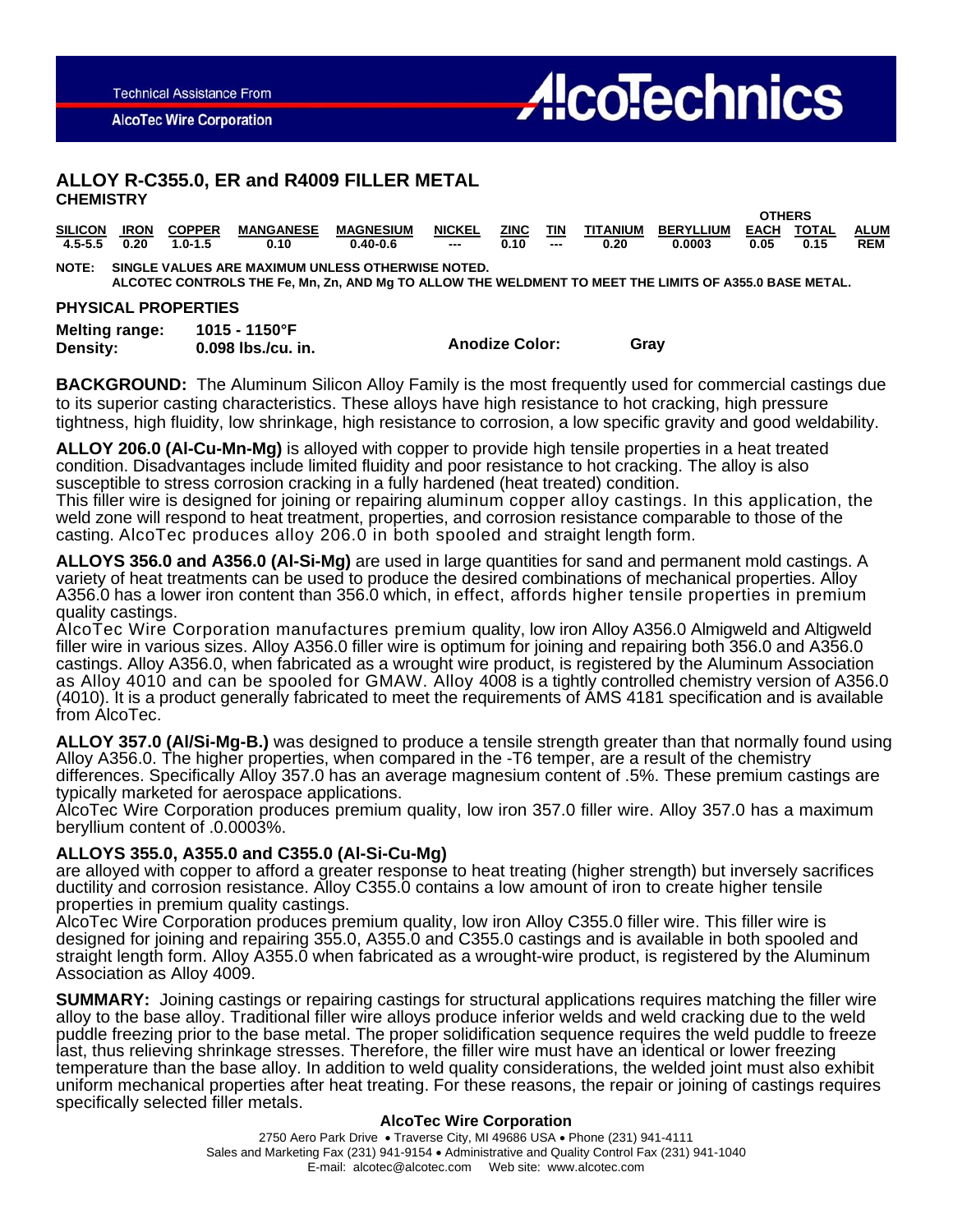## ALLOY R-C355.0, ER and R4009 FILLER METAL

### CHEMISTRY

| | | | | | | | | | | OTHERS | | |
|---|---|---|---|---|---|---|---|---|---|---|---|---|
| SILICON | IRON | COPPER | MANGANESE | MAGNESIUM | NICKEL | ZINC | TIN | TITANIUM | BERYLLIUM | EACH | TOTAL | ALUM |
| 4.5-5.5 | 0.20 | 1.0-1.5 | 0.10 | 0.40-0.6 | --- | 0.10 | --- | 0.20 | 0.0003 | 0.05 | 0.15 | REM |

**NOTE: SINGLE VALUES ARE MAXIMUM UNLESS OTHERWISE NOTED.**
**ALCOTEC CONTROLS THE Fe, Mn, Zn, AND Mg TO ALLOW THE WELDMENT TO MEET THE LIMITS OF A355.0 BASE METAL.**

### PHYSICAL PROPERTIES

**Melting range:** 1015 - 1150°F
**Density:** 0.098 lbs./cu. in.
**Anodize Color:** Gray

**BACKGROUND:** The Aluminum Silicon Alloy Family is the most frequently used for commercial castings due to its superior casting characteristics. These alloys have high resistance to hot cracking, high pressure tightness, high fluidity, low shrinkage, high resistance to corrosion, a low specific gravity and good weldability.

**ALLOY 206.0 (Al-Cu-Mn-Mg)** is alloyed with copper to provide high tensile properties in a heat treated condition. Disadvantages include limited fluidity and poor resistance to hot cracking. The alloy is also susceptible to stress corrosion cracking in a fully hardened (heat treated) condition.
This filler wire is designed for joining or repairing aluminum copper alloy castings. In this application, the weld zone will respond to heat treatment, properties, and corrosion resistance comparable to those of the casting. AlcoTec produces alloy 206.0 in both spooled and straight length form.

**ALLOYS 356.0 and A356.0 (Al-Si-Mg)** are used in large quantities for sand and permanent mold castings. A variety of heat treatments can be used to produce the desired combinations of mechanical properties. Alloy A356.0 has a lower iron content than 356.0 which, in effect, affords higher tensile properties in premium quality castings.
AlcoTec Wire Corporation manufactures premium quality, low iron Alloy A356.0 Almigweld and Altigweld filler wire in various sizes. Alloy A356.0 filler wire is optimum for joining and repairing both 356.0 and A356.0 castings. Alloy A356.0, when fabricated as a wrought wire product, is registered by the Aluminum Association as Alloy 4010 and can be spooled for GMAW. Alloy 4008 is a tightly controlled chemistry version of A356.0 (4010). It is a product generally fabricated to meet the requirements of AMS 4181 specification and is available from AlcoTec.

**ALLOY 357.0 (Al/Si-Mg-B.)** was designed to produce a tensile strength greater than that normally found using Alloy A356.0. The higher properties, when compared in the -T6 temper, are a result of the chemistry differences. Specifically Alloy 357.0 has an average magnesium content of .5%. These premium castings are typically marketed for aerospace applications.
AlcoTec Wire Corporation produces premium quality, low iron 357.0 filler wire. Alloy 357.0 has a maximum beryllium content of .0.0003%.

**ALLOYS 355.0, A355.0 and C355.0 (Al-Si-Cu-Mg)**
are alloyed with copper to afford a greater response to heat treating (higher strength) but inversely sacrifices ductility and corrosion resistance. Alloy C355.0 contains a low amount of iron to create higher tensile properties in premium quality castings.
AlcoTec Wire Corporation produces premium quality, low iron Alloy C355.0 filler wire. This filler wire is designed for joining and repairing 355.0, A355.0 and C355.0 castings and is available in both spooled and straight length form. Alloy A355.0 when fabricated as a wrought-wire product, is registered by the Aluminum Association as Alloy 4009.

**SUMMARY:** Joining castings or repairing castings for structural applications requires matching the filler wire alloy to the base alloy. Traditional filler wire alloys produce inferior welds and weld cracking due to the weld puddle freezing prior to the base metal. The proper solidification sequence requires the weld puddle to freeze last, thus relieving shrinkage stresses. Therefore, the filler wire must have an identical or lower freezing temperature than the base alloy. In addition to weld quality considerations, the welded joint must also exhibit uniform mechanical properties after heat treating. For these reasons, the repair or joining of castings requires specifically selected filler metals.

**AlcoTec Wire Corporation**
2750 Aero Park Drive • Traverse City, MI 49686 USA • Phone (231) 941-4111
Sales and Marketing Fax (231) 941-9154 • Administrative and Quality Control Fax (231) 941-1040
E-mail: alcotec@alcotec.com Web site: www.alcotec.com